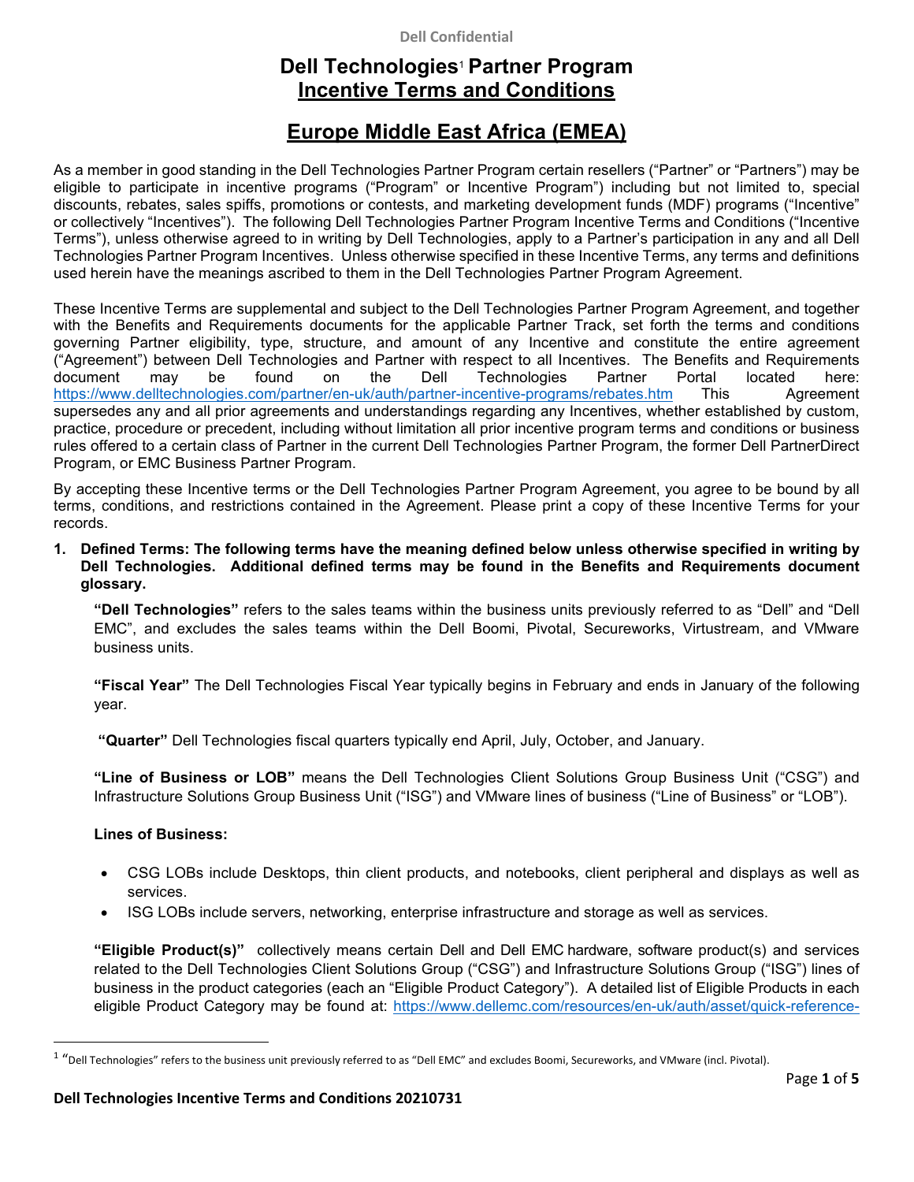# Dell Technologies[1] Partner Program
## Incentive Terms and Conditions

## Europe Middle East Africa (EMEA)

As a member in good standing in the Dell Technologies Partner Program certain resellers ("Partner" or "Partners") may be eligible to participate in incentive programs ("Program" or Incentive Program") including but not limited to, special discounts, rebates, sales spiffs, promotions or contests, and marketing development funds (MDF) programs ("Incentive" or collectively "Incentives"). The following Dell Technologies Partner Program Incentive Terms and Conditions ("Incentive Terms"), unless otherwise agreed to in writing by Dell Technologies, apply to a Partner's participation in any and all Dell Technologies Partner Program Incentives. Unless otherwise specified in these Incentive Terms, any terms and definitions used herein have the meanings ascribed to them in the Dell Technologies Partner Program Agreement.

These Incentive Terms are supplemental and subject to the Dell Technologies Partner Program Agreement, and together with the Benefits and Requirements documents for the applicable Partner Track, set forth the terms and conditions governing Partner eligibility, type, structure, and amount of any Incentive and constitute the entire agreement ("Agreement") between Dell Technologies and Partner with respect to all Incentives. The Benefits and Requirements document may be found on the Dell Technologies Partner Portal located here: https://www.delltechnologies.com/partner/en-uk/auth/partner-incentive-programs/rebates.htm This Agreement supersedes any and all prior agreements and understandings regarding any Incentives, whether established by custom, practice, procedure or precedent, including without limitation all prior incentive program terms and conditions or business rules offered to a certain class of Partner in the current Dell Technologies Partner Program, the former Dell PartnerDirect Program, or EMC Business Partner Program.

By accepting these Incentive terms or the Dell Technologies Partner Program Agreement, you agree to be bound by all terms, conditions, and restrictions contained in the Agreement. Please print a copy of these Incentive Terms for your records.

1. **Defined Terms: The following terms have the meaning defined below unless otherwise specified in writing by Dell Technologies. Additional defined terms may be found in the Benefits and Requirements document glossary.**

**"Dell Technologies"** refers to the sales teams within the business units previously referred to as "Dell" and "Dell EMC", and excludes the sales teams within the Dell Boomi, Pivotal, Secureworks, Virtustream, and VMware business units.

**"Fiscal Year"** The Dell Technologies Fiscal Year typically begins in February and ends in January of the following year.

**"Quarter"** Dell Technologies fiscal quarters typically end April, July, October, and January.

**"Line of Business or LOB"** means the Dell Technologies Client Solutions Group Business Unit ("CSG") and Infrastructure Solutions Group Business Unit ("ISG") and VMware lines of business ("Line of Business" or "LOB").

**Lines of Business:**

- CSG LOBs include Desktops, thin client products, and notebooks, client peripheral and displays as well as services.
- ISG LOBs include servers, networking, enterprise infrastructure and storage as well as services.

**"Eligible Product(s)"** collectively means certain Dell and Dell EMC hardware, software product(s) and services related to the Dell Technologies Client Solutions Group ("CSG") and Infrastructure Solutions Group ("ISG") lines of business in the product categories (each an "Eligible Product Category"). A detailed list of Eligible Products in each eligible Product Category may be found at: https://www.dellemc.com/resources/en-uk/auth/asset/quick-reference-

[1] "Dell Technologies" refers to the business unit previously referred to as "Dell EMC" and excludes Boomi, Secureworks, and VMware (incl. Pivotal).

**Dell Technologies Incentive Terms and Conditions 20210731**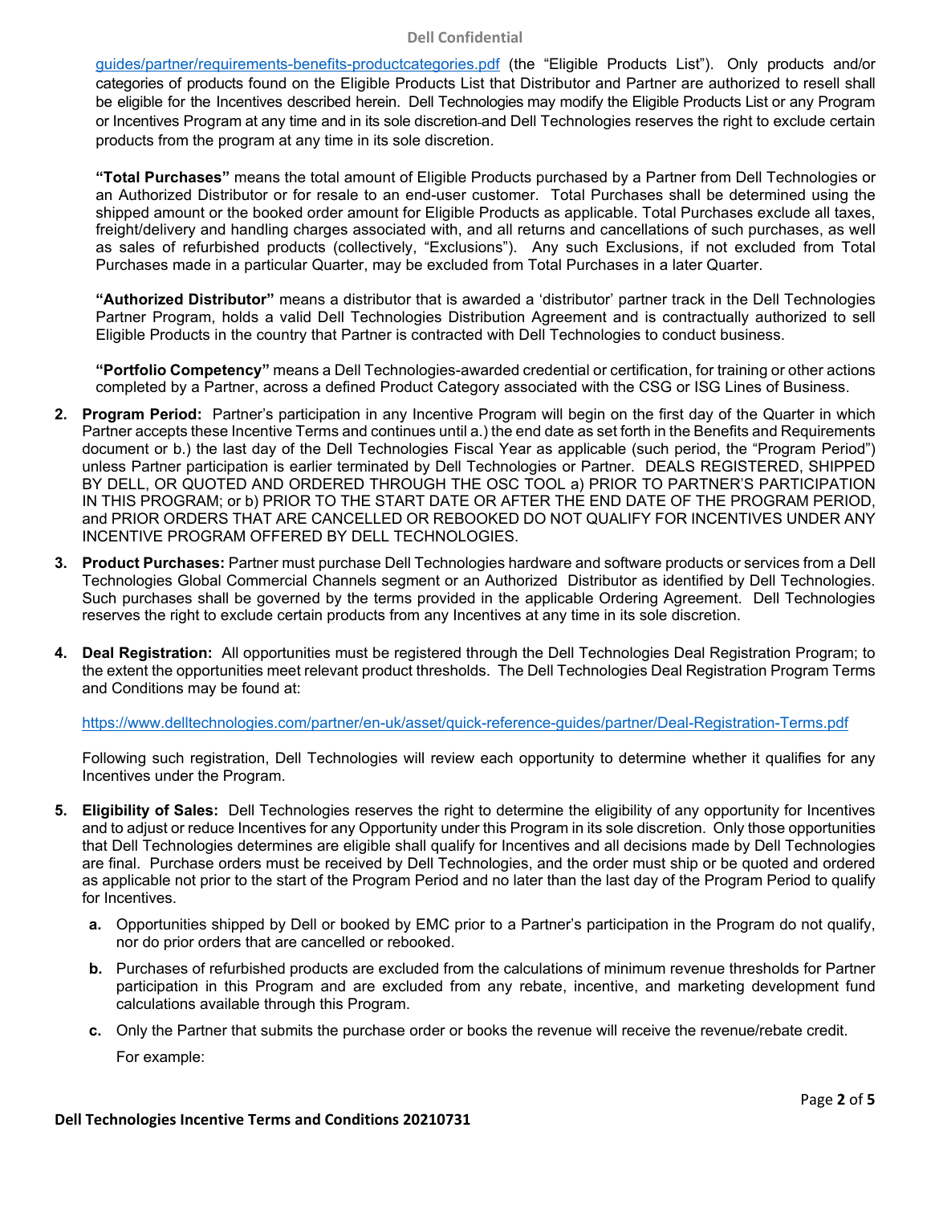guides/partner/requirements-benefits-productcategories.pdf (the "Eligible Products List"). Only products and/or categories of products found on the Eligible Products List that Distributor and Partner are authorized to resell shall be eligible for the Incentives described herein. Dell Technologies may modify the Eligible Products List or any Program or Incentives Program at any time and in its sole discretion and Dell Technologies reserves the right to exclude certain products from the program at any time in its sole discretion.

**"Total Purchases"** means the total amount of Eligible Products purchased by a Partner from Dell Technologies or an Authorized Distributor or for resale to an end-user customer. Total Purchases shall be determined using the shipped amount or the booked order amount for Eligible Products as applicable. Total Purchases exclude all taxes, freight/delivery and handling charges associated with, and all returns and cancellations of such purchases, as well as sales of refurbished products (collectively, "Exclusions"). Any such Exclusions, if not excluded from Total Purchases made in a particular Quarter, may be excluded from Total Purchases in a later Quarter.

**"Authorized Distributor"** means a distributor that is awarded a 'distributor' partner track in the Dell Technologies Partner Program, holds a valid Dell Technologies Distribution Agreement and is contractually authorized to sell Eligible Products in the country that Partner is contracted with Dell Technologies to conduct business.

**"Portfolio Competency"** means a Dell Technologies-awarded credential or certification, for training or other actions completed by a Partner, across a defined Product Category associated with the CSG or ISG Lines of Business.

2. **Program Period:** Partner's participation in any Incentive Program will begin on the first day of the Quarter in which Partner accepts these Incentive Terms and continues until a.) the end date as set forth in the Benefits and Requirements document or b.) the last day of the Dell Technologies Fiscal Year as applicable (such period, the "Program Period") unless Partner participation is earlier terminated by Dell Technologies or Partner. DEALS REGISTERED, SHIPPED BY DELL, OR QUOTED AND ORDERED THROUGH THE OSC TOOL a) PRIOR TO PARTNER'S PARTICIPATION IN THIS PROGRAM; or b) PRIOR TO THE START DATE OR AFTER THE END DATE OF THE PROGRAM PERIOD, and PRIOR ORDERS THAT ARE CANCELLED OR REBOOKED DO NOT QUALIFY FOR INCENTIVES UNDER ANY INCENTIVE PROGRAM OFFERED BY DELL TECHNOLOGIES.

3. **Product Purchases:** Partner must purchase Dell Technologies hardware and software products or services from a Dell Technologies Global Commercial Channels segment or an Authorized Distributor as identified by Dell Technologies. Such purchases shall be governed by the terms provided in the applicable Ordering Agreement. Dell Technologies reserves the right to exclude certain products from any Incentives at any time in its sole discretion.

4. **Deal Registration:** All opportunities must be registered through the Dell Technologies Deal Registration Program; to the extent the opportunities meet relevant product thresholds. The Dell Technologies Deal Registration Program Terms and Conditions may be found at:

   https://www.delltechnologies.com/partner/en-uk/asset/quick-reference-guides/partner/Deal-Registration-Terms.pdf

   Following such registration, Dell Technologies will review each opportunity to determine whether it qualifies for any Incentives under the Program.

5. **Eligibility of Sales:** Dell Technologies reserves the right to determine the eligibility of any opportunity for Incentives and to adjust or reduce Incentives for any Opportunity under this Program in its sole discretion. Only those opportunities that Dell Technologies determines are eligible shall qualify for Incentives and all decisions made by Dell Technologies are final. Purchase orders must be received by Dell Technologies, and the order must ship or be quoted and ordered as applicable not prior to the start of the Program Period and no later than the last day of the Program Period to qualify for Incentives.

   a. Opportunities shipped by Dell or booked by EMC prior to a Partner's participation in the Program do not qualify, nor do prior orders that are cancelled or rebooked.

   b. Purchases of refurbished products are excluded from the calculations of minimum revenue thresholds for Partner participation in this Program and are excluded from any rebate, incentive, and marketing development fund calculations available through this Program.

   c. Only the Partner that submits the purchase order or books the revenue will receive the revenue/rebate credit.

      For example: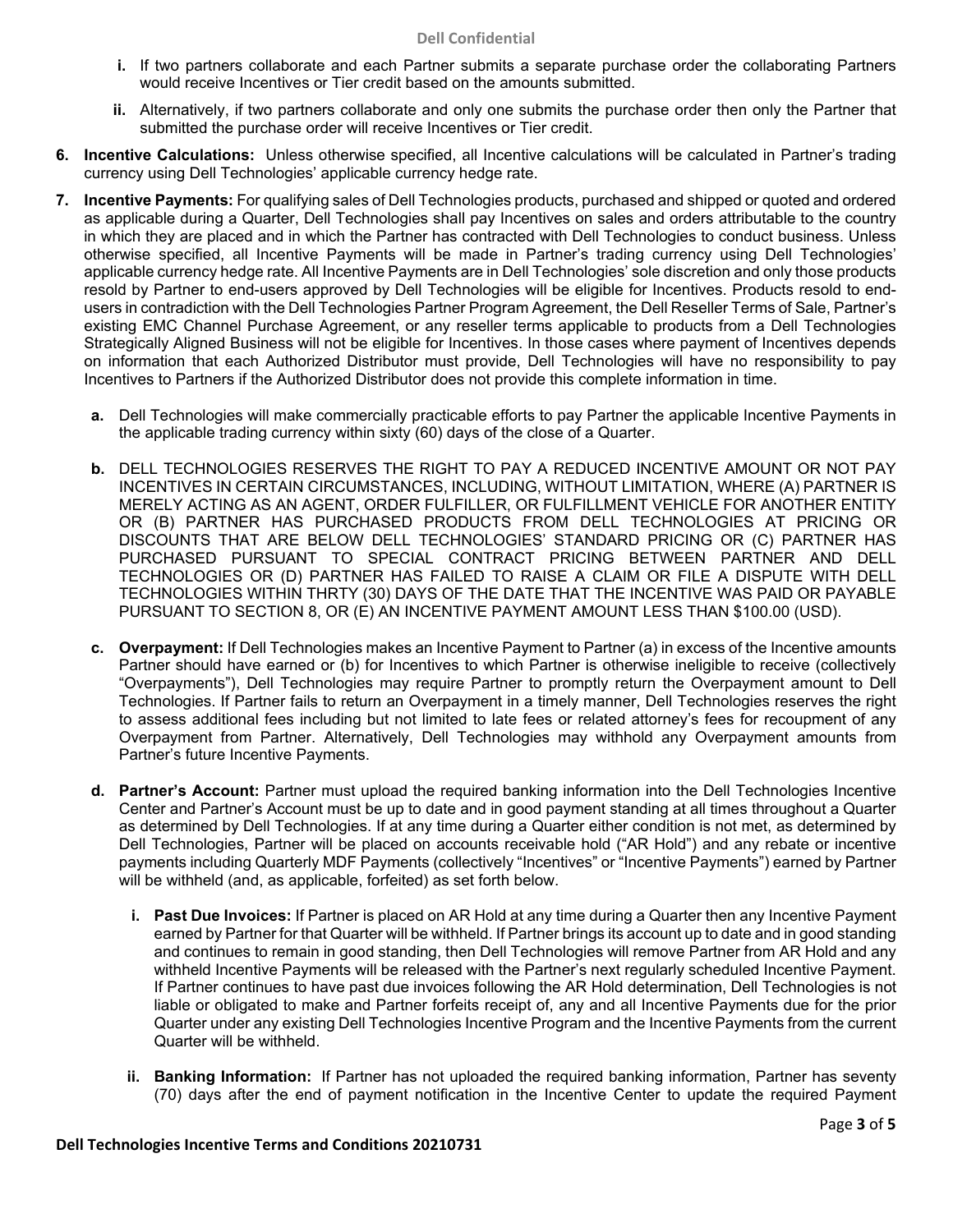i. If two partners collaborate and each Partner submits a separate purchase order the collaborating Partners would receive Incentives or Tier credit based on the amounts submitted.

ii. Alternatively, if two partners collaborate and only one submits the purchase order then only the Partner that submitted the purchase order will receive Incentives or Tier credit.

6. **Incentive Calculations:** Unless otherwise specified, all Incentive calculations will be calculated in Partner's trading currency using Dell Technologies' applicable currency hedge rate.

7. **Incentive Payments:** For qualifying sales of Dell Technologies products, purchased and shipped or quoted and ordered as applicable during a Quarter, Dell Technologies shall pay Incentives on sales and orders attributable to the country in which they are placed and in which the Partner has contracted with Dell Technologies to conduct business. Unless otherwise specified, all Incentive Payments will be made in Partner's trading currency using Dell Technologies' applicable currency hedge rate. All Incentive Payments are in Dell Technologies' sole discretion and only those products resold by Partner to end-users approved by Dell Technologies will be eligible for Incentives. Products resold to end-users in contradiction with the Dell Technologies Partner Program Agreement, the Dell Reseller Terms of Sale, Partner's existing EMC Channel Purchase Agreement, or any reseller terms applicable to products from a Dell Technologies Strategically Aligned Business will not be eligible for Incentives. In those cases where payment of Incentives depends on information that each Authorized Distributor must provide, Dell Technologies will have no responsibility to pay Incentives to Partners if the Authorized Distributor does not provide this complete information in time.

   a. Dell Technologies will make commercially practicable efforts to pay Partner the applicable Incentive Payments in the applicable trading currency within sixty (60) days of the close of a Quarter.

   b. DELL TECHNOLOGIES RESERVES THE RIGHT TO PAY A REDUCED INCENTIVE AMOUNT OR NOT PAY INCENTIVES IN CERTAIN CIRCUMSTANCES, INCLUDING, WITHOUT LIMITATION, WHERE (A) PARTNER IS MERELY ACTING AS AN AGENT, ORDER FULFILLER, OR FULFILLMENT VEHICLE FOR ANOTHER ENTITY OR (B) PARTNER HAS PURCHASED PRODUCTS FROM DELL TECHNOLOGIES AT PRICING OR DISCOUNTS THAT ARE BELOW DELL TECHNOLOGIES' STANDARD PRICING OR (C) PARTNER HAS PURCHASED PURSUANT TO SPECIAL CONTRACT PRICING BETWEEN PARTNER AND DELL TECHNOLOGIES OR (D) PARTNER HAS FAILED TO RAISE A CLAIM OR FILE A DISPUTE WITH DELL TECHNOLOGIES WITHIN THRTY (30) DAYS OF THE DATE THAT THE INCENTIVE WAS PAID OR PAYABLE PURSUANT TO SECTION 8, OR (E) AN INCENTIVE PAYMENT AMOUNT LESS THAN $100.00 (USD).

   c. **Overpayment:** If Dell Technologies makes an Incentive Payment to Partner (a) in excess of the Incentive amounts Partner should have earned or (b) for Incentives to which Partner is otherwise ineligible to receive (collectively "Overpayments"), Dell Technologies may require Partner to promptly return the Overpayment amount to Dell Technologies. If Partner fails to return an Overpayment in a timely manner, Dell Technologies reserves the right to assess additional fees including but not limited to late fees or related attorney's fees for recoupment of any Overpayment from Partner. Alternatively, Dell Technologies may withhold any Overpayment amounts from Partner's future Incentive Payments.

   d. **Partner's Account:** Partner must upload the required banking information into the Dell Technologies Incentive Center and Partner's Account must be up to date and in good payment standing at all times throughout a Quarter as determined by Dell Technologies. If at any time during a Quarter either condition is not met, as determined by Dell Technologies, Partner will be placed on accounts receivable hold ("AR Hold") and any rebate or incentive payments including Quarterly MDF Payments (collectively "Incentives" or "Incentive Payments") earned by Partner will be withheld (and, as applicable, forfeited) as set forth below.

      i. **Past Due Invoices:** If Partner is placed on AR Hold at any time during a Quarter then any Incentive Payment earned by Partner for that Quarter will be withheld. If Partner brings its account up to date and in good standing and continues to remain in good standing, then Dell Technologies will remove Partner from AR Hold and any withheld Incentive Payments will be released with the Partner's next regularly scheduled Incentive Payment. If Partner continues to have past due invoices following the AR Hold determination, Dell Technologies is not liable or obligated to make and Partner forfeits receipt of, any and all Incentive Payments due for the prior Quarter under any existing Dell Technologies Incentive Program and the Incentive Payments from the current Quarter will be withheld.

      ii. **Banking Information:** If Partner has not uploaded the required banking information, Partner has seventy (70) days after the end of payment notification in the Incentive Center to update the required Payment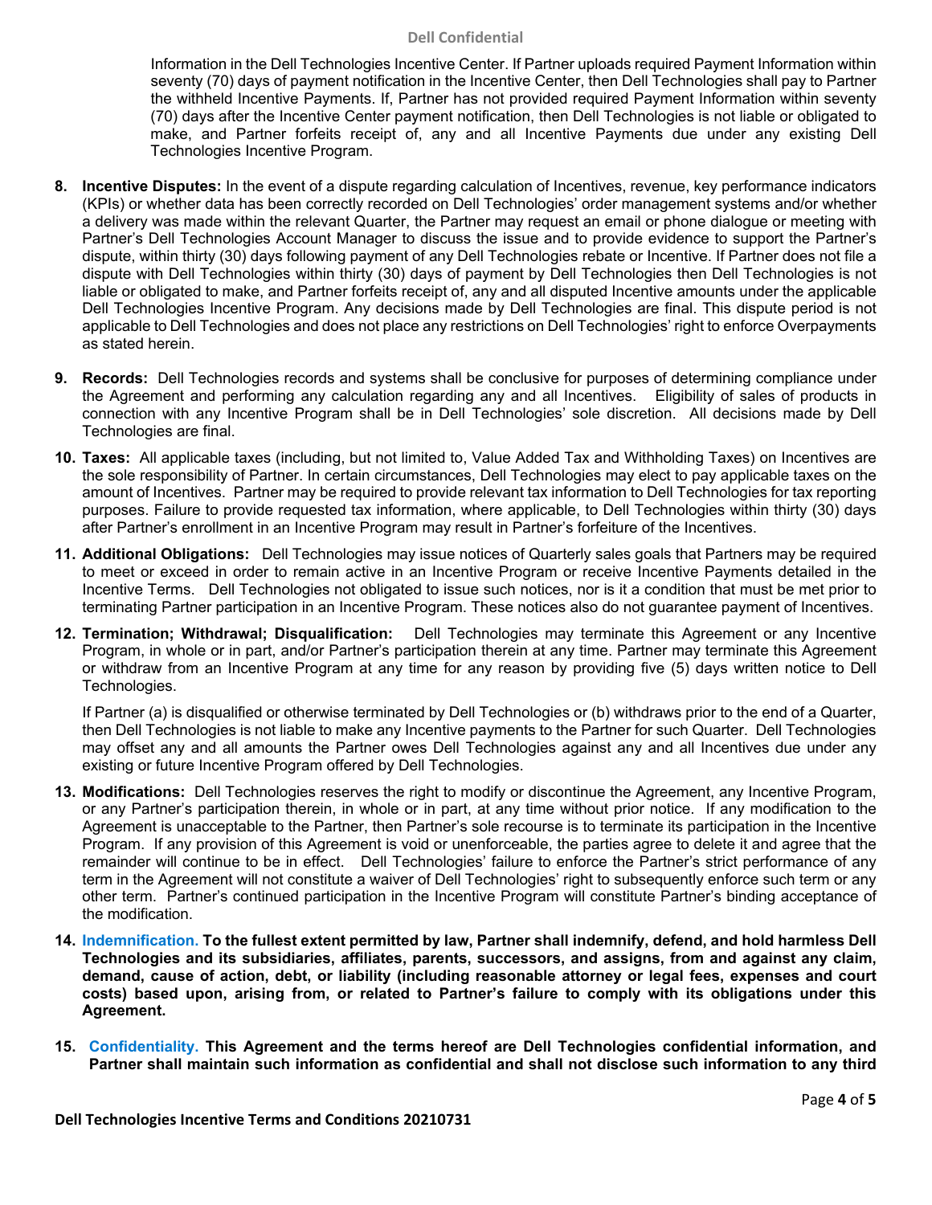Information in the Dell Technologies Incentive Center. If Partner uploads required Payment Information within seventy (70) days of payment notification in the Incentive Center, then Dell Technologies shall pay to Partner the withheld Incentive Payments. If, Partner has not provided required Payment Information within seventy (70) days after the Incentive Center payment notification, then Dell Technologies is not liable or obligated to make, and Partner forfeits receipt of, any and all Incentive Payments due under any existing Dell Technologies Incentive Program.

8. **Incentive Disputes:** In the event of a dispute regarding calculation of Incentives, revenue, key performance indicators (KPIs) or whether data has been correctly recorded on Dell Technologies' order management systems and/or whether a delivery was made within the relevant Quarter, the Partner may request an email or phone dialogue or meeting with Partner's Dell Technologies Account Manager to discuss the issue and to provide evidence to support the Partner's dispute, within thirty (30) days following payment of any Dell Technologies rebate or Incentive. If Partner does not file a dispute with Dell Technologies within thirty (30) days of payment by Dell Technologies then Dell Technologies is not liable or obligated to make, and Partner forfeits receipt of, any and all disputed Incentive amounts under the applicable Dell Technologies Incentive Program. Any decisions made by Dell Technologies are final. This dispute period is not applicable to Dell Technologies and does not place any restrictions on Dell Technologies' right to enforce Overpayments as stated herein.

9. **Records:** Dell Technologies records and systems shall be conclusive for purposes of determining compliance under the Agreement and performing any calculation regarding any and all Incentives. Eligibility of sales of products in connection with any Incentive Program shall be in Dell Technologies' sole discretion. All decisions made by Dell Technologies are final.

10. **Taxes:** All applicable taxes (including, but not limited to, Value Added Tax and Withholding Taxes) on Incentives are the sole responsibility of Partner. In certain circumstances, Dell Technologies may elect to pay applicable taxes on the amount of Incentives. Partner may be required to provide relevant tax information to Dell Technologies for tax reporting purposes. Failure to provide requested tax information, where applicable, to Dell Technologies within thirty (30) days after Partner's enrollment in an Incentive Program may result in Partner's forfeiture of the Incentives.

11. **Additional Obligations:** Dell Technologies may issue notices of Quarterly sales goals that Partners may be required to meet or exceed in order to remain active in an Incentive Program or receive Incentive Payments detailed in the Incentive Terms. Dell Technologies not obligated to issue such notices, nor is it a condition that must be met prior to terminating Partner participation in an Incentive Program. These notices also do not guarantee payment of Incentives.

12. **Termination; Withdrawal; Disqualification:** Dell Technologies may terminate this Agreement or any Incentive Program, in whole or in part, and/or Partner's participation therein at any time. Partner may terminate this Agreement or withdraw from an Incentive Program at any time for any reason by providing five (5) days written notice to Dell Technologies.

    If Partner (a) is disqualified or otherwise terminated by Dell Technologies or (b) withdraws prior to the end of a Quarter, then Dell Technologies is not liable to make any Incentive payments to the Partner for such Quarter. Dell Technologies may offset any and all amounts the Partner owes Dell Technologies against any and all Incentives due under any existing or future Incentive Program offered by Dell Technologies.

13. **Modifications:** Dell Technologies reserves the right to modify or discontinue the Agreement, any Incentive Program, or any Partner's participation therein, in whole or in part, at any time without prior notice. If any modification to the Agreement is unacceptable to the Partner, then Partner's sole recourse is to terminate its participation in the Incentive Program. If any provision of this Agreement is void or unenforceable, the parties agree to delete it and agree that the remainder will continue to be in effect. Dell Technologies' failure to enforce the Partner's strict performance of any term in the Agreement will not constitute a waiver of Dell Technologies' right to subsequently enforce such term or any other term. Partner's continued participation in the Incentive Program will constitute Partner's binding acceptance of the modification.

14. **Indemnification. To the fullest extent permitted by law, Partner shall indemnify, defend, and hold harmless Dell Technologies and its subsidiaries, affiliates, parents, successors, and assigns, from and against any claim, demand, cause of action, debt, or liability (including reasonable attorney or legal fees, expenses and court costs) based upon, arising from, or related to Partner's failure to comply with its obligations under this Agreement.**

15. **Confidentiality. This Agreement and the terms hereof are Dell Technologies confidential information, and Partner shall maintain such information as confidential and shall not disclose such information to any third**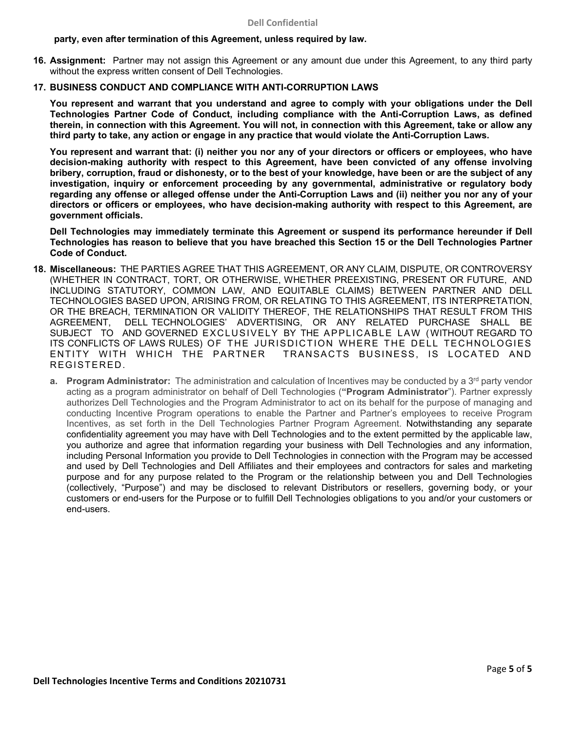**party, even after termination of this Agreement, unless required by law.**

16. **Assignment:** Partner may not assign this Agreement or any amount due under this Agreement, to any third party without the express written consent of Dell Technologies.

17. **BUSINESS CONDUCT AND COMPLIANCE WITH ANTI-CORRUPTION LAWS**

    **You represent and warrant that you understand and agree to comply with your obligations under the Dell Technologies Partner Code of Conduct, including compliance with the Anti-Corruption Laws, as defined therein, in connection with this Agreement. You will not, in connection with this Agreement, take or allow any third party to take, any action or engage in any practice that would violate the Anti-Corruption Laws.**

    **You represent and warrant that: (i) neither you nor any of your directors or officers or employees, who have decision-making authority with respect to this Agreement, have been convicted of any offense involving bribery, corruption, fraud or dishonesty, or to the best of your knowledge, have been or are the subject of any investigation, inquiry or enforcement proceeding by any governmental, administrative or regulatory body regarding any offense or alleged offense under the Anti-Corruption Laws and (ii) neither you nor any of your directors or officers or employees, who have decision-making authority with respect to this Agreement, are government officials.**

    **Dell Technologies may immediately terminate this Agreement or suspend its performance hereunder if Dell Technologies has reason to believe that you have breached this Section 15 or the Dell Technologies Partner Code of Conduct.**

18. **Miscellaneous:** THE PARTIES AGREE THAT THIS AGREEMENT, OR ANY CLAIM, DISPUTE, OR CONTROVERSY (WHETHER IN CONTRACT, TORT, OR OTHERWISE, WHETHER PREEXISTING, PRESENT OR FUTURE, AND INCLUDING STATUTORY, COMMON LAW, AND EQUITABLE CLAIMS) BETWEEN PARTNER AND DELL TECHNOLOGIES BASED UPON, ARISING FROM, OR RELATING TO THIS AGREEMENT, ITS INTERPRETATION, OR THE BREACH, TERMINATION OR VALIDITY THEREOF, THE RELATIONSHIPS THAT RESULT FROM THIS AGREEMENT, DELL TECHNOLOGIES' ADVERTISING, OR ANY RELATED PURCHASE SHALL BE SUBJECT TO AND GOVERNED EXCLUSIVELY BY THE APPLICABLE LAW (WITHOUT REGARD TO ITS CONFLICTS OF LAWS RULES) OF THE JURISDICTION WHERE THE DELL TECHNOLOGIES ENTITY WITH WHICH THE PARTNER TRANSACTS BUSINESS, IS LOCATED AND REGISTERED.

    a. **Program Administrator:** The administration and calculation of Incentives may be conducted by a 3rd party vendor acting as a program administrator on behalf of Dell Technologies (**"Program Administrator"**). Partner expressly authorizes Dell Technologies and the Program Administrator to act on its behalf for the purpose of managing and conducting Incentive Program operations to enable the Partner and Partner's employees to receive Program Incentives, as set forth in the Dell Technologies Partner Program Agreement. Notwithstanding any separate confidentiality agreement you may have with Dell Technologies and to the extent permitted by the applicable law, you authorize and agree that information regarding your business with Dell Technologies and any information, including Personal Information you provide to Dell Technologies in connection with the Program may be accessed and used by Dell Technologies and Dell Affiliates and their employees and contractors for sales and marketing purpose and for any purpose related to the Program or the relationship between you and Dell Technologies (collectively, "Purpose") and may be disclosed to relevant Distributors or resellers, governing body, or your customers or end-users for the Purpose or to fulfill Dell Technologies obligations to you and/or your customers or end-users.